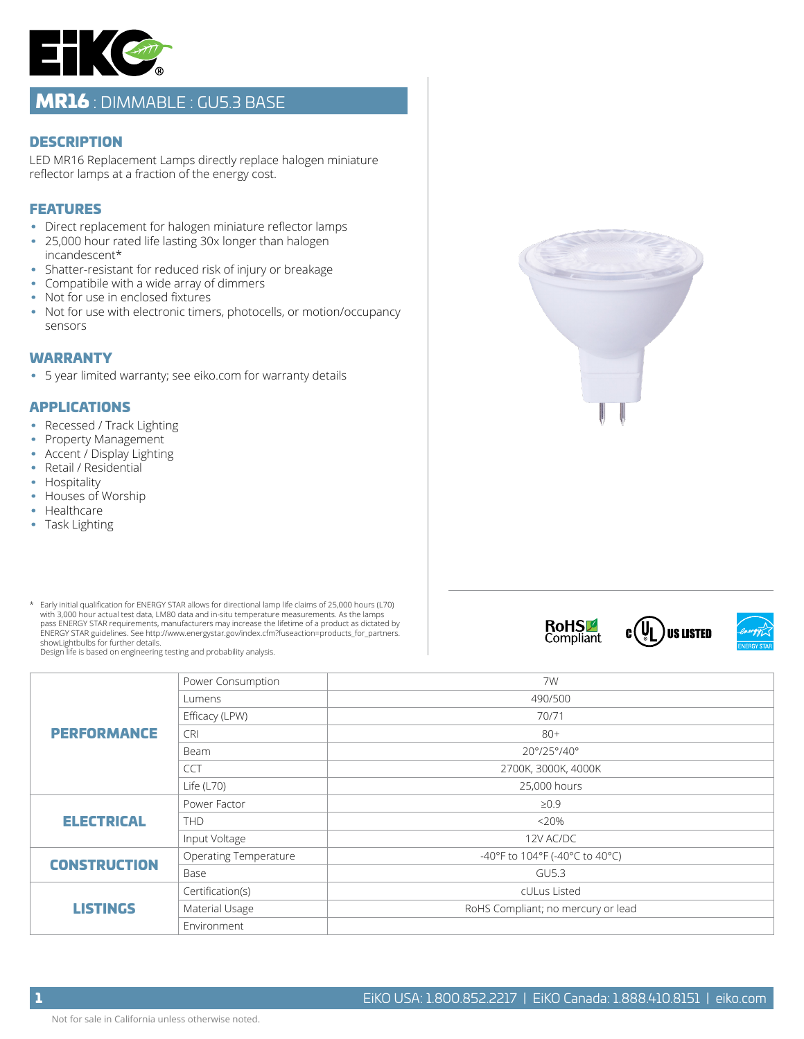# MR16 : DIMMABLE : GU5.3 BASE

## DESCRIPTION

LED MR16 Replacement Lamps directly replace halogen miniature reflector lamps at a fraction of the energy cost.

## FEATURES

- Direct replacement for halogen miniature reflector lamps
- 25,000 hour rated life lasting 30x longer than halogen incandescent*
- Shatter-resistant for reduced risk of injury or breakage
- Compatibile with a wide array of dimmers
- Not for use in enclosed fixtures
- Not for use with electronic timers, photocells, or motion/occupancy sensors

## WARRANTY

- 5 year limited warranty; see eiko.com for warranty details

## APPLICATIONS

- Recessed / Track Lighting
- Property Management
- Accent / Display Lighting
- Retail / Residential
- Hospitality
- Houses of Worship
- Healthcare
- Task Lighting

\* Early initial qualification for ENERGY STAR allows for directional lamp life claims of 25,000 hours (L70) with 3,000 hour actual test data, LM80 data and in-situ temperature measurements. As the lamps pass ENERGY STAR requirements, manufacturers may increase the lifetime of a product as dictated by ENERGY STAR guidelines. See http://www.energystar.gov/index.cfm?fuseaction=products_for_partners.showLightbulbs for further details.
Design life is based on engineering testing and probability analysis.

RoHS Compliant | c UL US LISTED | ENERGY STAR

| | | |
|---|---|---|
| **PERFORMANCE** | Power Consumption | 7W |
| | Lumens | 490/500 |
| | Efficacy (LPW) | 70/71 |
| | CRI | 80+ |
| | Beam | 20°/25°/40° |
| | CCT | 2700K, 3000K, 4000K |
| | Life (L70) | 25,000 hours |
| **ELECTRICAL** | Power Factor | ≥0.9 |
| | THD | <20% |
| | Input Voltage | 12V AC/DC |
| **CONSTRUCTION** | Operating Temperature | -40°F to 104°F (-40°C to 40°C) |
| | Base | GU5.3 |
| **LISTINGS** | Certification(s) | cULus Listed |
| | Material Usage | RoHS Compliant; no mercury or lead |
| | Environment | |

EiKO USA: 1.800.852.2217 | EiKO Canada: 1.888.410.8151 | eiko.com

Not for sale in California unless otherwise noted.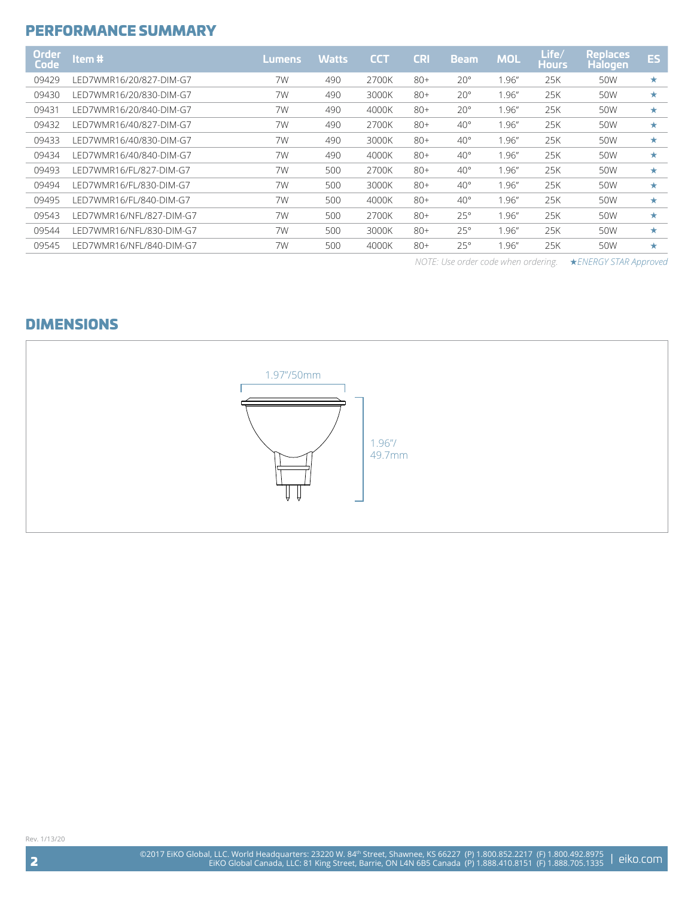## PERFORMANCE SUMMARY

| Order Code | Item # | Lumens | Watts | CCT | CRI | Beam | MOL | Life/ Hours | Replaces Halogen | ES |
|---|---|---|---|---|---|---|---|---|---|---|
| 09429 | LED7WMR16/20/827-DIM-G7 | 7W | 490 | 2700K | 80+ | 20° | 1.96″ | 25K | 50W | ★ |
| 09430 | LED7WMR16/20/830-DIM-G7 | 7W | 490 | 3000K | 80+ | 20° | 1.96″ | 25K | 50W | ★ |
| 09431 | LED7WMR16/20/840-DIM-G7 | 7W | 490 | 4000K | 80+ | 20° | 1.96″ | 25K | 50W | ★ |
| 09432 | LED7WMR16/40/827-DIM-G7 | 7W | 490 | 2700K | 80+ | 40° | 1.96″ | 25K | 50W | ★ |
| 09433 | LED7WMR16/40/830-DIM-G7 | 7W | 490 | 3000K | 80+ | 40° | 1.96″ | 25K | 50W | ★ |
| 09434 | LED7WMR16/40/840-DIM-G7 | 7W | 490 | 4000K | 80+ | 40° | 1.96″ | 25K | 50W | ★ |
| 09493 | LED7WMR16/FL/827-DIM-G7 | 7W | 500 | 2700K | 80+ | 40° | 1.96″ | 25K | 50W | ★ |
| 09494 | LED7WMR16/FL/830-DIM-G7 | 7W | 500 | 3000K | 80+ | 40° | 1.96″ | 25K | 50W | ★ |
| 09495 | LED7WMR16/FL/840-DIM-G7 | 7W | 500 | 4000K | 80+ | 40° | 1.96″ | 25K | 50W | ★ |
| 09543 | LED7WMR16/NFL/827-DIM-G7 | 7W | 500 | 2700K | 80+ | 25° | 1.96″ | 25K | 50W | ★ |
| 09544 | LED7WMR16/NFL/830-DIM-G7 | 7W | 500 | 3000K | 80+ | 25° | 1.96″ | 25K | 50W | ★ |
| 09545 | LED7WMR16/NFL/840-DIM-G7 | 7W | 500 | 4000K | 80+ | 25° | 1.96″ | 25K | 50W | ★ |

*NOTE: Use order code when ordering.* *★ENERGY STAR Approved*

## DIMENSIONS

1.97″/50mm

1.96″/
49.7mm

Rev. 1/13/20

©2017 EiKO Global, LLC. World Headquarters: 23220 W. 84th Street, Shawnee, KS 66227 (P) 1.800.852.2217 (F) 1.800.492.8975
EiKO Global Canada, LLC: 81 King Street, Barrie, ON L4N 6B5 Canada (P) 1.888.410.8151 (F) 1.888.705.1335 | eiko.com